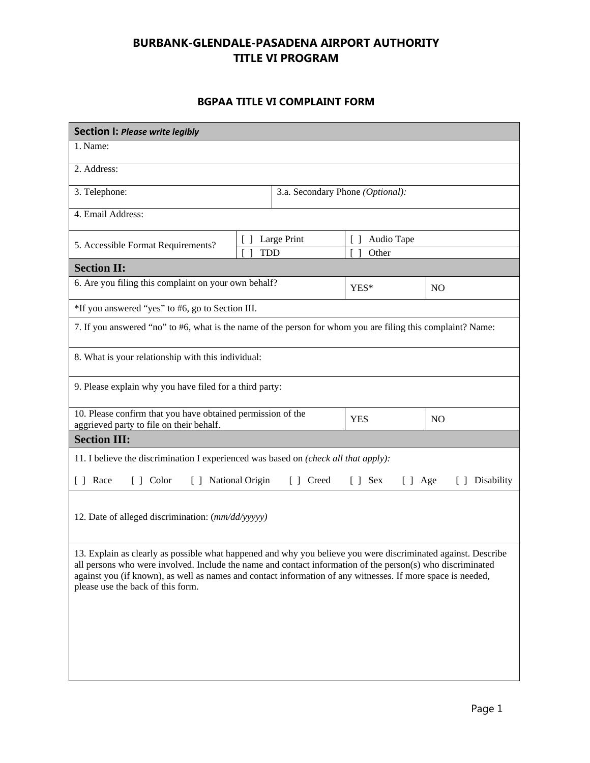# BURBANK-GLENDALE-PASADENA AIRPORT AUTHORITY
# TITLE VI PROGRAM

## BGPAA TITLE VI COMPLAINT FORM

| **Section I:** ***Please write legibly*** | | | |
|---|---|---|---|
| 1. Name: | | | |
| 2. Address: | | | |
| 3. Telephone: | 3.a. Secondary Phone *(Optional):* | | |
| 4. Email Address: | | | |
| 5. Accessible Format Requirements? | [ ] Large Print | [ ] Audio Tape | |
| | [ ] TDD | [ ] Other | |
| **Section II:** | | | |
| 6. Are you filing this complaint on your own behalf? | | YES* | NO |
| *If you answered "yes" to #6, go to Section III. | | | |
| 7. If you answered "no" to #6, what is the name of the person for whom you are filing this complaint? Name: | | | |
| 8. What is your relationship with this individual: | | | |
| 9. Please explain why you have filed for a third party: | | | |
| 10. Please confirm that you have obtained permission of the aggrieved party to file on their behalf. | | YES | NO |
| **Section III:** | | | |
| 11. I believe the discrimination I experienced was based on *(check all that apply):* [ ] Race [ ] Color [ ] National Origin [ ] Creed [ ] Sex [ ] Age [ ] Disability | | | |
| 12. Date of alleged discrimination: (*mm/dd/yyyyy)* | | | |
| 13. Explain as clearly as possible what happened and why you believe you were discriminated against. Describe all persons who were involved. Include the name and contact information of the person(s) who discriminated against you (if known), as well as names and contact information of any witnesses. If more space is needed, please use the back of this form. | | | |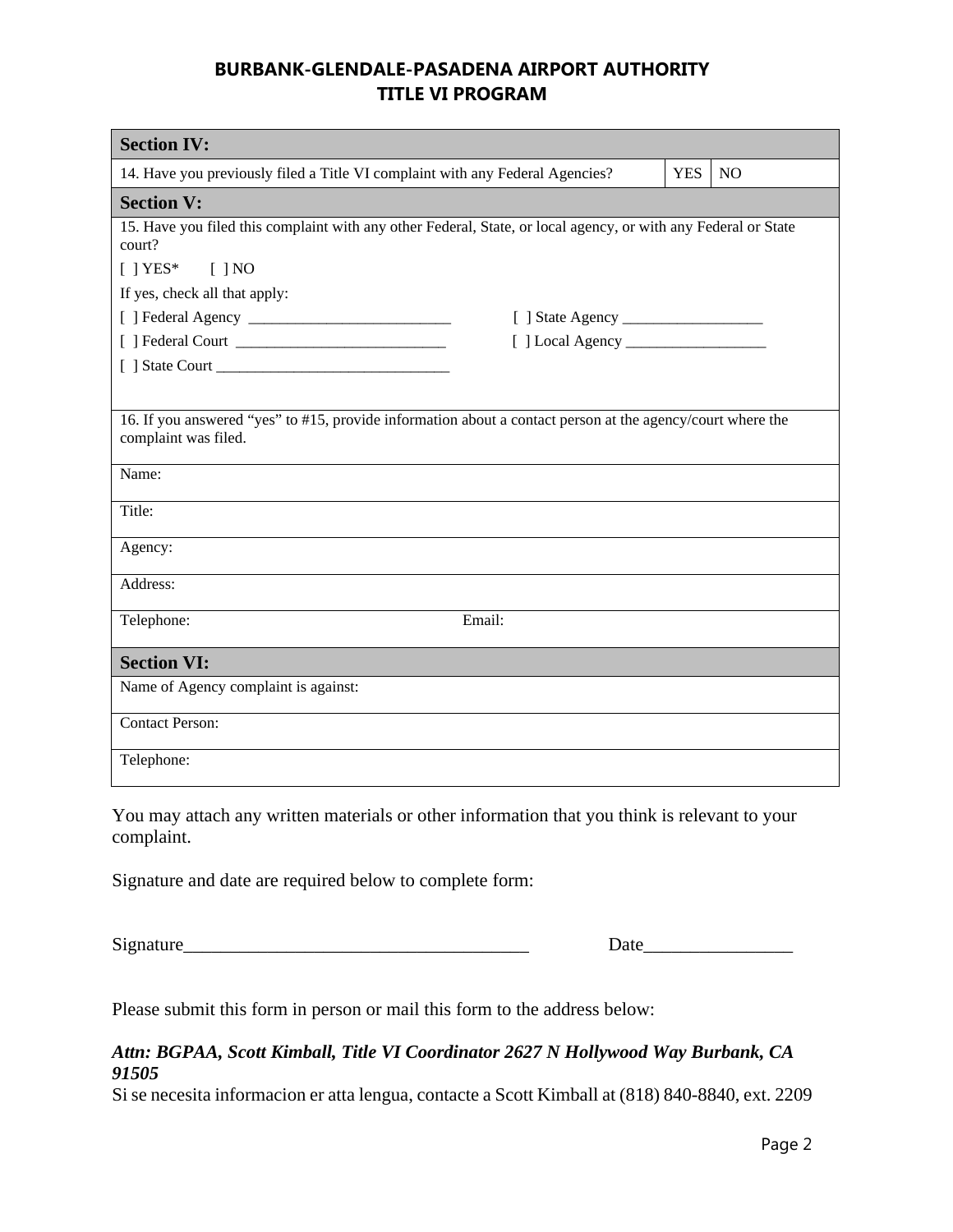# BURBANK-GLENDALE-PASADENA AIRPORT AUTHORITY
## TITLE VI PROGRAM

| Section IV: | | |
|---|---|---|
| 14. Have you previously filed a Title VI complaint with any Federal Agencies? | YES | NO |

| Section V: | |
|---|---|
| 15. Have you filed this complaint with any other Federal, State, or local agency, or with any Federal or State court? | |
| [ ] YES* [ ] NO | |
| If yes, check all that apply: | |
| [ ] Federal Agency ___________________________ | [ ] State Agency ___________________ |
| [ ] Federal Court ____________________________ | [ ] Local Agency ___________________ |
| [ ] State Court _______________________________ | |
| 16. If you answered "yes" to #15, provide information about a contact person at the agency/court where the complaint was filed. | |
| Name: | |
| Title: | |
| Agency: | |
| Address: | |
| Telephone: | Email: |

| Section VI: |
|---|
| Name of Agency complaint is against: |
| Contact Person: |
| Telephone: |

You may attach any written materials or other information that you think is relevant to your complaint.

Signature and date are required below to complete form:

Signature_____________________________________ Date________________

Please submit this form in person or mail this form to the address below:

***Attn: BGPAA, Scott Kimball, Title VI Coordinator 2627 N Hollywood Way Burbank, CA 91505***

Si se necesita informacion er atta lengua, contacte a Scott Kimball at (818) 840-8840, ext. 2209